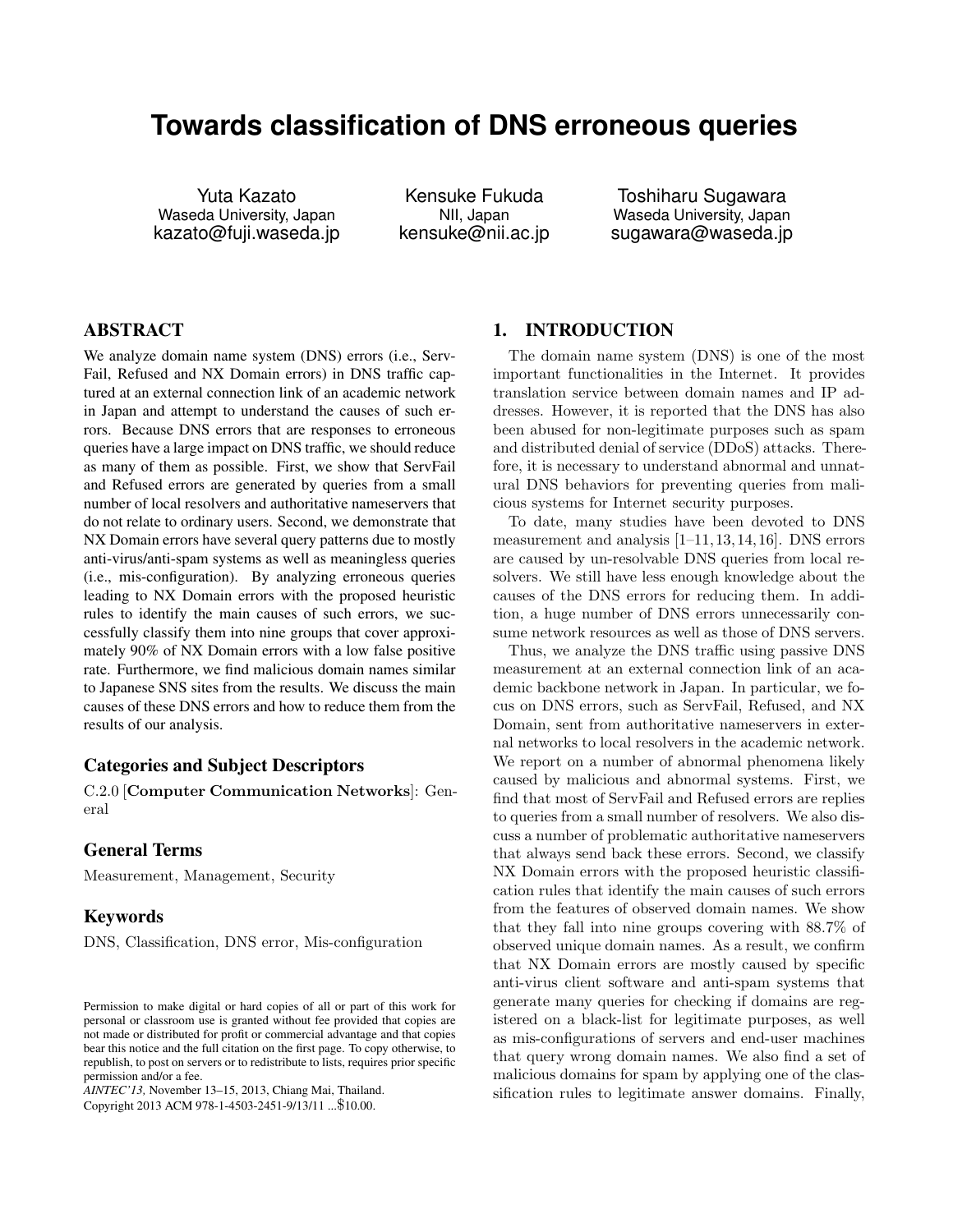# Towards classification of DNS erroneous queries

Yuta Kazato
Waseda University, Japan
kazato@fuji.waseda.jp

Kensuke Fukuda
NII, Japan
kensuke@nii.ac.jp

Toshiharu Sugawara
Waseda University, Japan
sugawara@waseda.jp

## ABSTRACT

We analyze domain name system (DNS) errors (i.e., ServFail, Refused and NX Domain errors) in DNS traffic captured at an external connection link of an academic network in Japan and attempt to understand the causes of such errors. Because DNS errors that are responses to erroneous queries have a large impact on DNS traffic, we should reduce as many of them as possible. First, we show that ServFail and Refused errors are generated by queries from a small number of local resolvers and authoritative nameservers that do not relate to ordinary users. Second, we demonstrate that NX Domain errors have several query patterns due to mostly anti-virus/anti-spam systems as well as meaningless queries (i.e., mis-configuration). By analyzing erroneous queries leading to NX Domain errors with the proposed heuristic rules to identify the main causes of such errors, we successfully classify them into nine groups that cover approximately 90% of NX Domain errors with a low false positive rate. Furthermore, we find malicious domain names similar to Japanese SNS sites from the results. We discuss the main causes of these DNS errors and how to reduce them from the results of our analysis.

### Categories and Subject Descriptors

C.2.0 [**Computer Communication Networks**]: General

### General Terms

Measurement, Management, Security

### Keywords

DNS, Classification, DNS error, Mis-configuration

Permission to make digital or hard copies of all or part of this work for personal or classroom use is granted without fee provided that copies are not made or distributed for profit or commercial advantage and that copies bear this notice and the full citation on the first page. To copy otherwise, to republish, to post on servers or to redistribute to lists, requires prior specific permission and/or a fee.
*AINTEC'13,* November 13–15, 2013, Chiang Mai, Thailand.
Copyright 2013 ACM 978-1-4503-2451-9/13/11 ...$10.00.

## 1. INTRODUCTION

The domain name system (DNS) is one of the most important functionalities in the Internet. It provides translation service between domain names and IP addresses. However, it is reported that the DNS has also been abused for non-legitimate purposes such as spam and distributed denial of service (DDoS) attacks. Therefore, it is necessary to understand abnormal and unnatural DNS behaviors for preventing queries from malicious systems for Internet security purposes.

To date, many studies have been devoted to DNS measurement and analysis [1–11, 13, 14, 16]. DNS errors are caused by un-resolvable DNS queries from local resolvers. We still have less enough knowledge about the causes of the DNS errors for reducing them. In addition, a huge number of DNS errors unnecessarily consume network resources as well as those of DNS servers.

Thus, we analyze the DNS traffic using passive DNS measurement at an external connection link of an academic backbone network in Japan. In particular, we focus on DNS errors, such as ServFail, Refused, and NX Domain, sent from authoritative nameservers in external networks to local resolvers in the academic network. We report on a number of abnormal phenomena likely caused by malicious and abnormal systems. First, we find that most of ServFail and Refused errors are replies to queries from a small number of resolvers. We also discuss a number of problematic authoritative nameservers that always send back these errors. Second, we classify NX Domain errors with the proposed heuristic classification rules that identify the main causes of such errors from the features of observed domain names. We show that they fall into nine groups covering with 88.7% of observed unique domain names. As a result, we confirm that NX Domain errors are mostly caused by specific anti-virus client software and anti-spam systems that generate many queries for checking if domains are registered on a black-list for legitimate purposes, as well as mis-configurations of servers and end-user machines that query wrong domain names. We also find a set of malicious domains for spam by applying one of the classification rules to legitimate answer domains. Finally,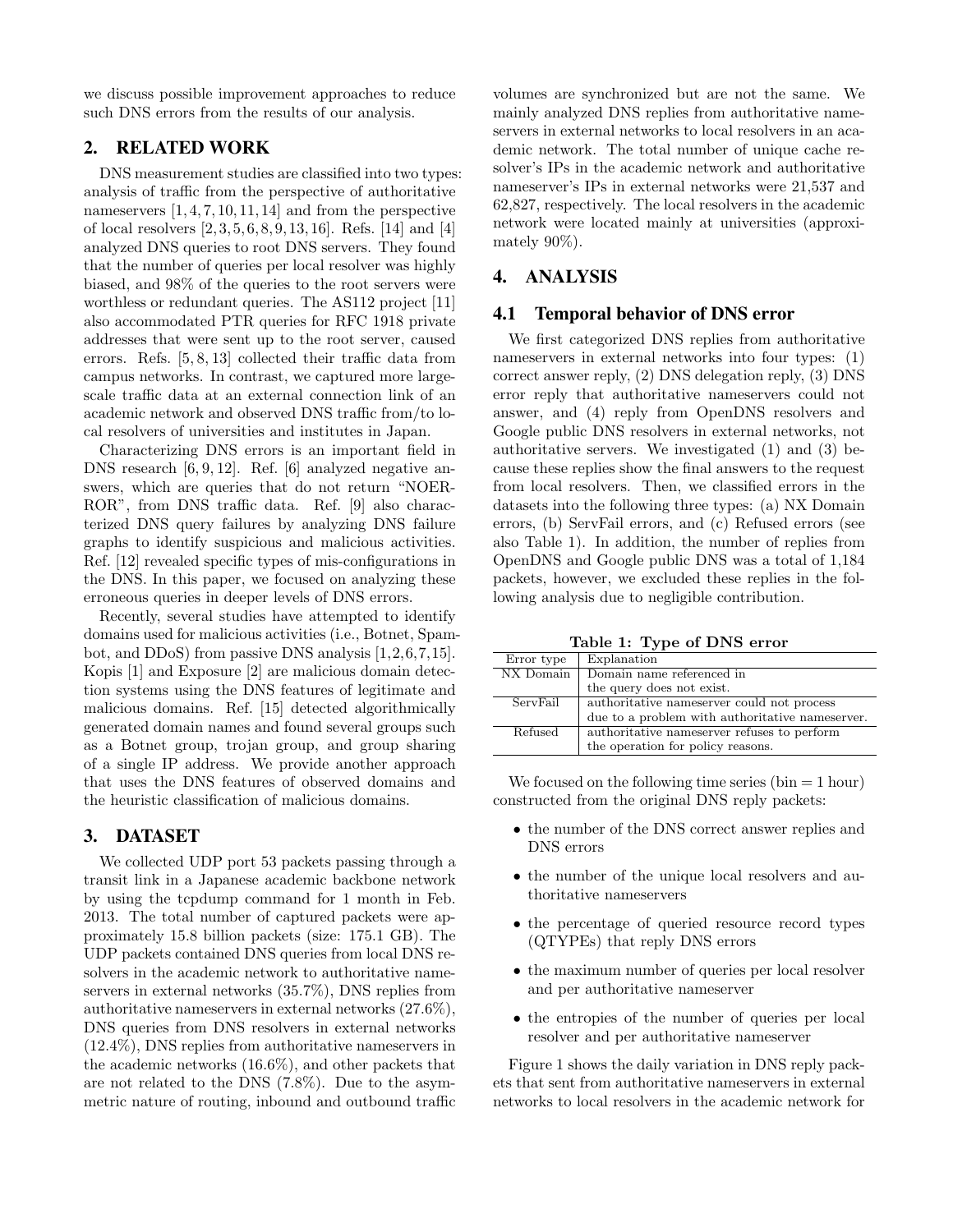we discuss possible improvement approaches to reduce such DNS errors from the results of our analysis.

## 2. RELATED WORK

DNS measurement studies are classified into two types: analysis of traffic from the perspective of authoritative nameservers [1, 4, 7, 10, 11, 14] and from the perspective of local resolvers [2, 3, 5, 6, 8, 9, 13, 16]. Refs. [14] and [4] analyzed DNS queries to root DNS servers. They found that the number of queries per local resolver was highly biased, and 98% of the queries to the root servers were worthless or redundant queries. The AS112 project [11] also accommodated PTR queries for RFC 1918 private addresses that were sent up to the root server, caused errors. Refs. [5, 8, 13] collected their traffic data from campus networks. In contrast, we captured more large-scale traffic data at an external connection link of an academic network and observed DNS traffic from/to local resolvers of universities and institutes in Japan.

Characterizing DNS errors is an important field in DNS research [6, 9, 12]. Ref. [6] analyzed negative answers, which are queries that do not return "NOERROR", from DNS traffic data. Ref. [9] also characterized DNS query failures by analyzing DNS failure graphs to identify suspicious and malicious activities. Ref. [12] revealed specific types of mis-configurations in the DNS. In this paper, we focused on analyzing these erroneous queries in deeper levels of DNS errors.

Recently, several studies have attempted to identify domains used for malicious activities (i.e., Botnet, Spambot, and DDoS) from passive DNS analysis [1, 2, 6, 7, 15]. Kopis [1] and Exposure [2] are malicious domain detection systems using the DNS features of legitimate and malicious domains. Ref. [15] detected algorithmically generated domain names and found several groups such as a Botnet group, trojan group, and group sharing of a single IP address. We provide another approach that uses the DNS features of observed domains and the heuristic classification of malicious domains.

## 3. DATASET

We collected UDP port 53 packets passing through a transit link in a Japanese academic backbone network by using the tcpdump command for 1 month in Feb. 2013. The total number of captured packets were approximately 15.8 billion packets (size: 175.1 GB). The UDP packets contained DNS queries from local DNS resolvers in the academic network to authoritative nameservers in external networks (35.7%), DNS replies from authoritative nameservers in external networks (27.6%), DNS queries from DNS resolvers in external networks (12.4%), DNS replies from authoritative nameservers in the academic networks (16.6%), and other packets that are not related to the DNS (7.8%). Due to the asymmetric nature of routing, inbound and outbound traffic volumes are synchronized but are not the same. We mainly analyzed DNS replies from authoritative nameservers in external networks to local resolvers in an academic network. The total number of unique cache resolver's IPs in the academic network and authoritative nameserver's IPs in external networks were 21,537 and 62,827, respectively. The local resolvers in the academic network were located mainly at universities (approximately 90%).

## 4. ANALYSIS

### 4.1 Temporal behavior of DNS error

We first categorized DNS replies from authoritative nameservers in external networks into four types: (1) correct answer reply, (2) DNS delegation reply, (3) DNS error reply that authoritative nameservers could not answer, and (4) reply from OpenDNS resolvers and Google public DNS resolvers in external networks, not authoritative servers. We investigated (1) and (3) because these replies show the final answers to the request from local resolvers. Then, we classified errors in the datasets into the following three types: (a) NX Domain errors, (b) ServFail errors, and (c) Refused errors (see also Table 1). In addition, the number of replies from OpenDNS and Google public DNS was a total of 1,184 packets, however, we excluded these replies in the following analysis due to negligible contribution.

**Table 1: Type of DNS error**

| Error type | Explanation |
|---|---|
| NX Domain | Domain name referenced in the query does not exist. |
| ServFail | authoritative nameserver could not process due to a problem with authoritative nameserver. |
| Refused | authoritative nameserver refuses to perform the operation for policy reasons. |

We focused on the following time series (bin = 1 hour) constructed from the original DNS reply packets:

- the number of the DNS correct answer replies and DNS errors
- the number of the unique local resolvers and authoritative nameservers
- the percentage of queried resource record types (QTYPEs) that reply DNS errors
- the maximum number of queries per local resolver and per authoritative nameserver
- the entropies of the number of queries per local resolver and per authoritative nameserver

Figure 1 shows the daily variation in DNS reply packets that sent from authoritative nameservers in external networks to local resolvers in the academic network for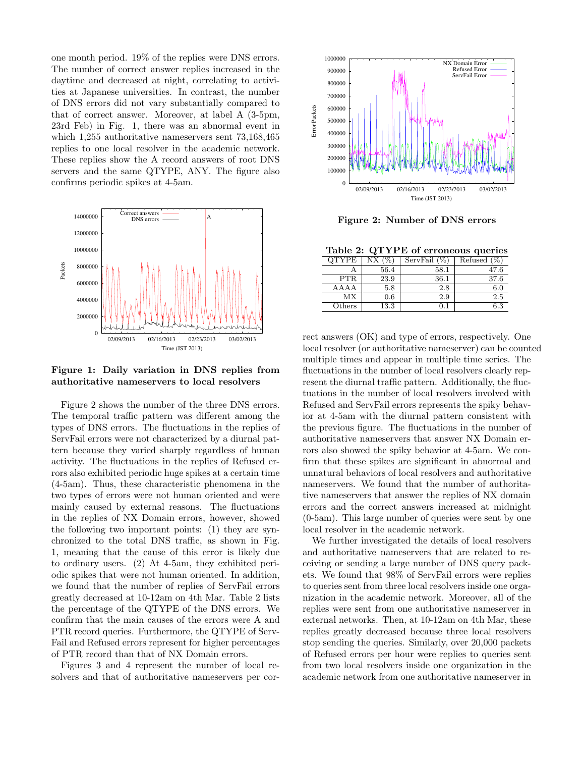one month period. 19% of the replies were DNS errors. The number of correct answer replies increased in the daytime and decreased at night, correlating to activities at Japanese universities. In contrast, the number of DNS errors did not vary substantially compared to that of correct answer. Moreover, at label A (3-5pm, 23rd Feb) in Fig. 1, there was an abnormal event in which 1,255 authoritative nameservers sent 73,168,465 replies to one local resolver in the academic network. These replies show the A record answers of root DNS servers and the same QTYPE, ANY. The figure also confirms periodic spikes at 4-5am.

**Figure 1: Daily variation in DNS replies from authoritative nameservers to local resolvers**

Figure 2 shows the number of the three DNS errors. The temporal traffic pattern was different among the types of DNS errors. The fluctuations in the replies of ServFail errors were not characterized by a diurnal pattern because they varied sharply regardless of human activity. The fluctuations in the replies of Refused errors also exhibited periodic huge spikes at a certain time (4-5am). Thus, these characteristic phenomena in the two types of errors were not human oriented and were mainly caused by external reasons. The fluctuations in the replies of NX Domain errors, however, showed the following two important points: (1) they are synchronized to the total DNS traffic, as shown in Fig. 1, meaning that the cause of this error is likely due to ordinary users. (2) At 4-5am, they exhibited periodic spikes that were not human oriented. In addition, we found that the number of replies of ServFail errors greatly decreased at 10-12am on 4th Mar. Table 2 lists the percentage of the QTYPE of the DNS errors. We confirm that the main causes of the errors were A and PTR record queries. Furthermore, the QTYPE of ServFail and Refused errors represent for higher percentages of PTR record than that of NX Domain errors.

Figures 3 and 4 represent the number of local resolvers and that of authoritative nameservers per correct answers (OK) and type of errors, respectively. One local resolver (or authoritative nameserver) can be counted multiple times and appear in multiple time series. The fluctuations in the number of local resolvers clearly represent the diurnal traffic pattern. Additionally, the fluctuations in the number of local resolvers involved with Refused and ServFail errors represents the spiky behavior at 4-5am with the diurnal pattern consistent with the previous figure. The fluctuations in the number of authoritative nameservers that answer NX Domain errors also showed the spiky behavior at 4-5am. We confirm that these spikes are significant in abnormal and unnatural behaviors of local resolvers and authoritative nameservers. We found that the number of authoritative nameservers that answer the replies of NX domain errors and the correct answers increased at midnight (0-5am). This large number of queries were sent by one local resolver in the academic network.

**Figure 2: Number of DNS errors**

**Table 2: QTYPE of erroneous queries**

| QTYPE | NX (%) | ServFail (%) | Refused (%) |
|---|---|---|---|
| A | 56.4 | 58.1 | 47.6 |
| PTR | 23.9 | 36.1 | 37.6 |
| AAAA | 5.8 | 2.8 | 6.0 |
| MX | 0.6 | 2.9 | 2.5 |
| Others | 13.3 | 0.1 | 6.3 |

We further investigated the details of local resolvers and authoritative nameservers that are related to receiving or sending a large number of DNS query packets. We found that 98% of ServFail errors were replies to queries sent from three local resolvers inside one organization in the academic network. Moreover, all of the replies were sent from one authoritative nameserver in external networks. Then, at 10-12am on 4th Mar, these replies greatly decreased because three local resolvers stop sending the queries. Similarly, over 20,000 packets of Refused errors per hour were replies to queries sent from two local resolvers inside one organization in the academic network from one authoritative nameserver in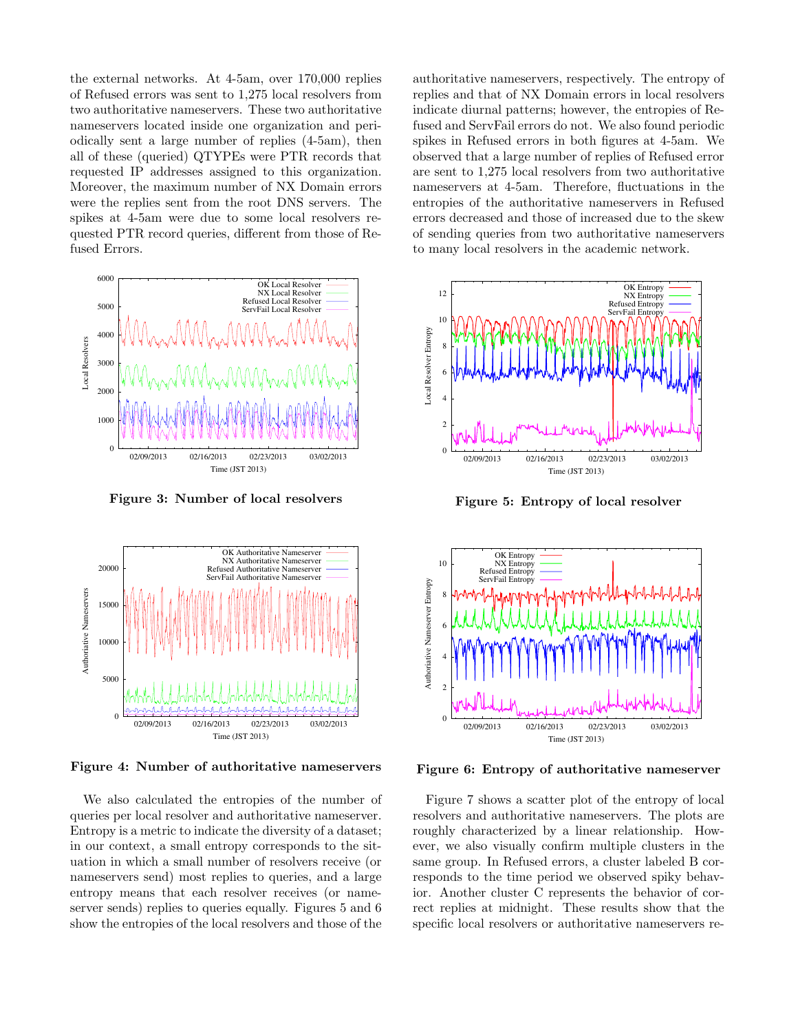the external networks. At 4-5am, over 170,000 replies of Refused errors was sent to 1,275 local resolvers from two authoritative nameservers. These two authoritative nameservers located inside one organization and periodically sent a large number of replies (4-5am), then all of these (queried) QTYPEs were PTR records that requested IP addresses assigned to this organization. Moreover, the maximum number of NX Domain errors were the replies sent from the root DNS servers. The spikes at 4-5am were due to some local resolvers requested PTR record queries, different from those of Refused Errors.

**Figure 3: Number of local resolvers**

**Figure 4: Number of authoritative nameservers**

We also calculated the entropies of the number of queries per local resolver and authoritative nameserver. Entropy is a metric to indicate the diversity of a dataset; in our context, a small entropy corresponds to the situation in which a small number of resolvers receive (or nameservers send) most replies to queries, and a large entropy means that each resolver receives (or nameserver sends) replies to queries equally. Figures 5 and 6 show the entropies of the local resolvers and those of the authoritative nameservers, respectively. The entropy of replies and that of NX Domain errors in local resolvers indicate diurnal patterns; however, the entropies of Refused and ServFail errors do not. We also found periodic spikes in Refused errors in both figures at 4-5am. We observed that a large number of replies of Refused error are sent to 1,275 local resolvers from two authoritative nameservers at 4-5am. Therefore, fluctuations in the entropies of the authoritative nameservers in Refused errors decreased and those of increased due to the skew of sending queries from two authoritative nameservers to many local resolvers in the academic network.

**Figure 5: Entropy of local resolver**

**Figure 6: Entropy of authoritative nameserver**

Figure 7 shows a scatter plot of the entropy of local resolvers and authoritative nameservers. The plots are roughly characterized by a linear relationship. However, we also visually confirm multiple clusters in the same group. In Refused errors, a cluster labeled B corresponds to the time period we observed spiky behavior. Another cluster C represents the behavior of correct replies at midnight. These results show that the specific local resolvers or authoritative nameservers re-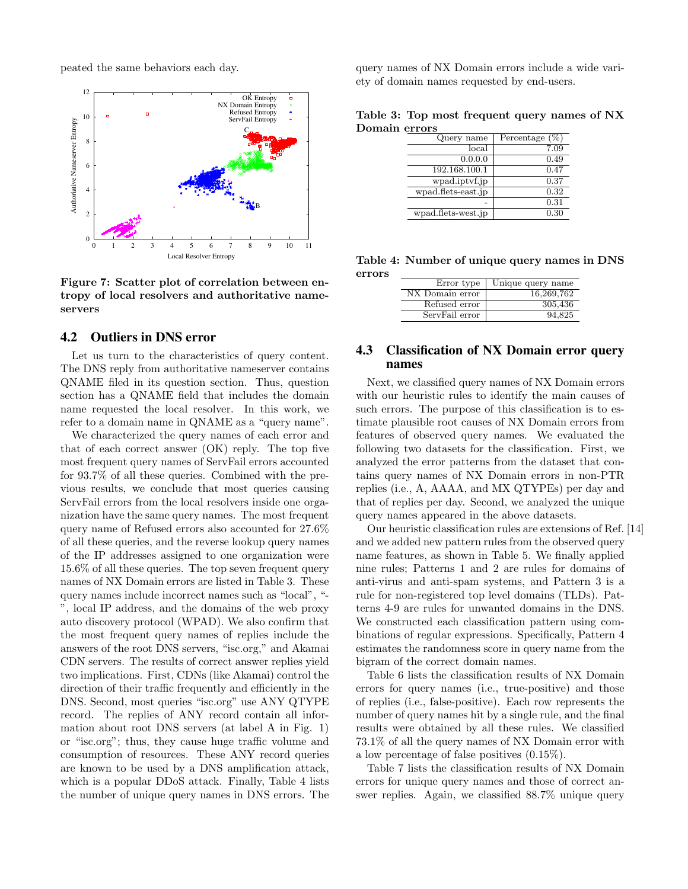peated the same behaviors each day.

Figure 7: Scatter plot of correlation between entropy of local resolvers and authoritative nameservers

## 4.2 Outliers in DNS error

Let us turn to the characteristics of query content. The DNS reply from authoritative nameserver contains QNAME filed in its question section. Thus, question section has a QNAME field that includes the domain name requested the local resolver. In this work, we refer to a domain name in QNAME as a "query name".

We characterized the query names of each error and that of each correct answer (OK) reply. The top five most frequent query names of ServFail errors accounted for 93.7% of all these queries. Combined with the previous results, we conclude that most queries causing ServFail errors from the local resolvers inside one organization have the same query names. The most frequent query name of Refused errors also accounted for 27.6% of all these queries, and the reverse lookup query names of the IP addresses assigned to one organization were 15.6% of all these queries. The top seven frequent query names of NX Domain errors are listed in Table 3. These query names include incorrect names such as "local", "-", local IP address, and the domains of the web proxy auto discovery protocol (WPAD). We also confirm that the most frequent query names of replies include the answers of the root DNS servers, "isc.org," and Akamai CDN servers. The results of correct answer replies yield two implications. First, CDNs (like Akamai) control the direction of their traffic frequently and efficiently in the DNS. Second, most queries "isc.org" use ANY QTYPE record. The replies of ANY record contain all information about root DNS servers (at label A in Fig. 1) or "isc.org"; thus, they cause huge traffic volume and consumption of resources. These ANY record queries are known to be used by a DNS amplification attack, which is a popular DDoS attack. Finally, Table 4 lists the number of unique query names in DNS errors. The query names of NX Domain errors include a wide variety of domain names requested by end-users.

**Table 3: Top most frequent query names of NX Domain errors**

| Query name | Percentage (%) |
|---|---|
| local | 7.09 |
| 0.0.0.0 | 0.49 |
| 192.168.100.1 | 0.47 |
| wpad.iptvf.jp | 0.37 |
| wpad.flets-east.jp | 0.32 |
| - | 0.31 |
| wpad.flets-west.jp | 0.30 |

**Table 4: Number of unique query names in DNS errors**

| Error type | Unique query name |
|---|---|
| NX Domain error | 16,269,762 |
| Refused error | 305,436 |
| ServFail error | 94,825 |

## 4.3 Classification of NX Domain error query names

Next, we classified query names of NX Domain errors with our heuristic rules to identify the main causes of such errors. The purpose of this classification is to estimate plausible root causes of NX Domain errors from features of observed query names. We evaluated the following two datasets for the classification. First, we analyzed the error patterns from the dataset that contains query names of NX Domain errors in non-PTR replies (i.e., A, AAAA, and MX QTYPEs) per day and that of replies per day. Second, we analyzed the unique query names appeared in the above datasets.

Our heuristic classification rules are extensions of Ref. [14] and we added new pattern rules from the observed query name features, as shown in Table 5. We finally applied nine rules; Patterns 1 and 2 are rules for domains of anti-virus and anti-spam systems, and Pattern 3 is a rule for non-registered top level domains (TLDs). Patterns 4-9 are rules for unwanted domains in the DNS. We constructed each classification pattern using combinations of regular expressions. Specifically, Pattern 4 estimates the randomness score in query name from the bigram of the correct domain names.

Table 6 lists the classification results of NX Domain errors for query names (i.e., true-positive) and those of replies (i.e., false-positive). Each row represents the number of query names hit by a single rule, and the final results were obtained by all these rules. We classified 73.1% of all the query names of NX Domain error with a low percentage of false positives (0.15%).

Table 7 lists the classification results of NX Domain errors for unique query names and those of correct answer replies. Again, we classified 88.7% unique query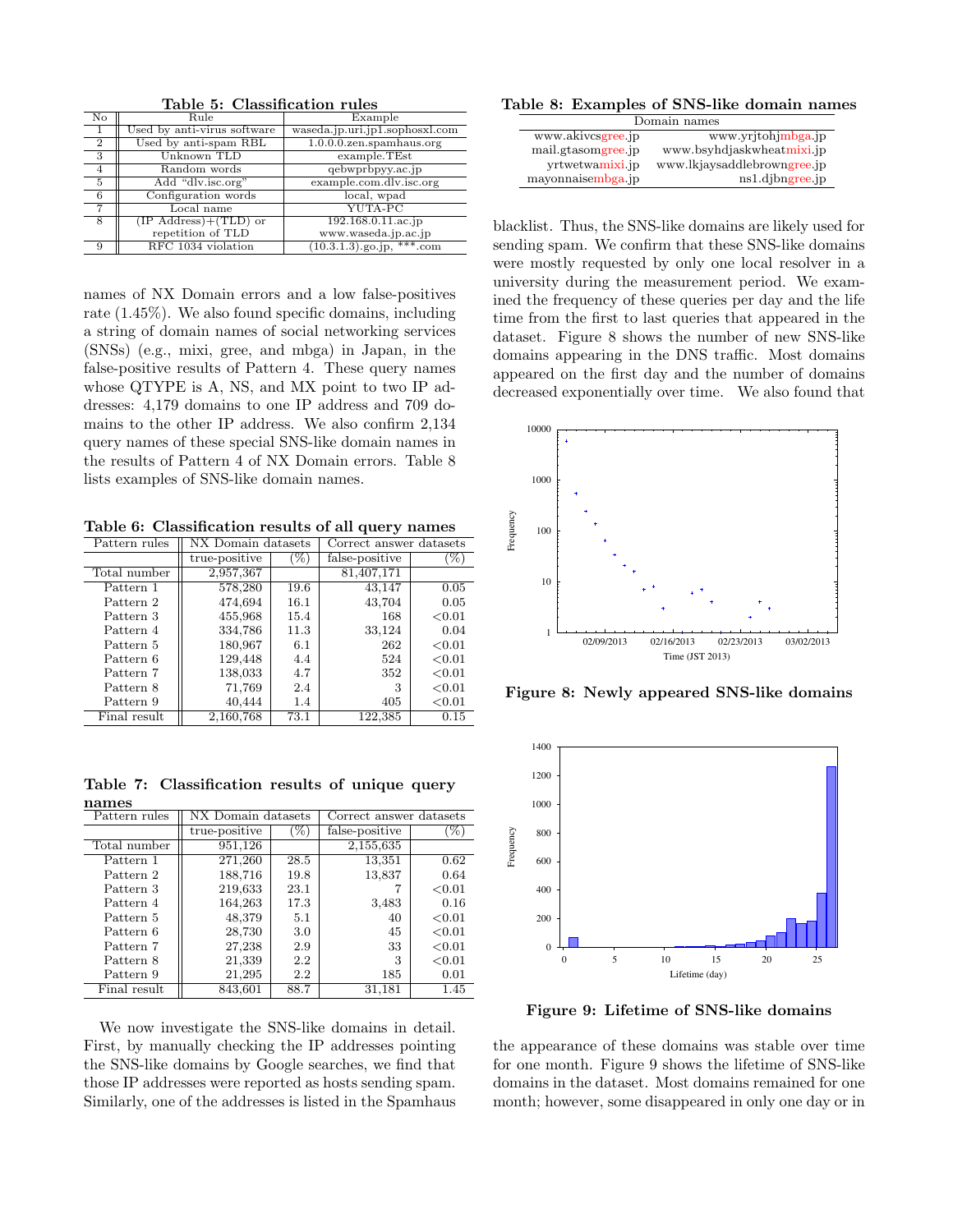**Table 5: Classification rules**

| No | Rule | Example |
|---|---|---|
| 1 | Used by anti-virus software | waseda.jp.uri.jp1.sophosxl.com |
| 2 | Used by anti-spam RBL | 1.0.0.0.zen.spamhaus.org |
| 3 | Unknown TLD | example.TEst |
| 4 | Random words | qebwprbpyy.ac.jp |
| 5 | Add "dlv.isc.org" | example.com.dlv.isc.org |
| 6 | Configuration words | local, wpad |
| 7 | Local name | YUTA-PC |
| 8 | (IP Address)+(TLD) or repetition of TLD | 192.168.0.11.ac.jp www.waseda.jp.ac.jp |
| 9 | RFC 1034 violation | (10.3.1.3).go.jp, ***.com |

names of NX Domain errors and a low false-positives rate (1.45%). We also found specific domains, including a string of domain names of social networking services (SNSs) (e.g., mixi, gree, and mbga) in Japan, in the false-positive results of Pattern 4. These query names whose QTYPE is A, NS, and MX point to two IP addresses: 4,179 domains to one IP address and 709 domains to the other IP address. We also confirm 2,134 query names of these special SNS-like domain names in the results of Pattern 4 of NX Domain errors. Table 8 lists examples of SNS-like domain names.

**Table 6: Classification results of all query names**

| Pattern rules | NX Domain datasets | | Correct answer datasets | |
|---|---|---|---|---|
| | true-positive | (%) | false-positive | (%) |
| Total number | 2,957,367 | | 81,407,171 | |
| Pattern 1 | 578,280 | 19.6 | 43,147 | 0.05 |
| Pattern 2 | 474,694 | 16.1 | 43,704 | 0.05 |
| Pattern 3 | 455,968 | 15.4 | 168 | <0.01 |
| Pattern 4 | 334,786 | 11.3 | 33,124 | 0.04 |
| Pattern 5 | 180,967 | 6.1 | 262 | <0.01 |
| Pattern 6 | 129,448 | 4.4 | 524 | <0.01 |
| Pattern 7 | 138,033 | 4.7 | 352 | <0.01 |
| Pattern 8 | 71,769 | 2.4 | 3 | <0.01 |
| Pattern 9 | 40,444 | 1.4 | 405 | <0.01 |
| Final result | 2,160,768 | 73.1 | 122,385 | 0.15 |

**Table 7: Classification results of unique query names**

| Pattern rules | NX Domain datasets | | Correct answer datasets | |
|---|---|---|---|---|
| | true-positive | (%) | false-positive | (%) |
| Total number | 951,126 | | 2,155,635 | |
| Pattern 1 | 271,260 | 28.5 | 13,351 | 0.62 |
| Pattern 2 | 188,716 | 19.8 | 13,837 | 0.64 |
| Pattern 3 | 219,633 | 23.1 | 7 | <0.01 |
| Pattern 4 | 164,263 | 17.3 | 3,483 | 0.16 |
| Pattern 5 | 48,379 | 5.1 | 40 | <0.01 |
| Pattern 6 | 28,730 | 3.0 | 45 | <0.01 |
| Pattern 7 | 27,238 | 2.9 | 33 | <0.01 |
| Pattern 8 | 21,339 | 2.2 | 3 | <0.01 |
| Pattern 9 | 21,295 | 2.2 | 185 | 0.01 |
| Final result | 843,601 | 88.7 | 31,181 | 1.45 |

We now investigate the SNS-like domains in detail. First, by manually checking the IP addresses pointing the SNS-like domains by Google searches, we find that those IP addresses were reported as hosts sending spam. Similarly, one of the addresses is listed in the Spamhaus blacklist. Thus, the SNS-like domains are likely used for sending spam. We confirm that these SNS-like domains were mostly requested by only one local resolver in a university during the measurement period. We examined the frequency of these queries per day and the life time from the first to last queries that appeared in the dataset. Figure 8 shows the number of new SNS-like domains appearing in the DNS traffic. Most domains appeared on the first day and the number of domains decreased exponentially over time. We also found that the appearance of these domains was stable over time for one month. Figure 9 shows the lifetime of SNS-like domains in the dataset. Most domains remained for one month; however, some disappeared in only one day or in

**Table 8: Examples of SNS-like domain names**

| Domain names | |
|---|---|
| www.akivcsgree.jp | www.yrjtohjmbga.jp |
| mail.gtasomgree.jp | www.bsyhdjaskwheatmixi.jp |
| yrtwetwamixi.jp | www.lkjaysaddlebrowngree.jp |
| mayonnaisembga.jp | ns1.djbngree.jp |

**Figure 8: Newly appeared SNS-like domains**

**Figure 9: Lifetime of SNS-like domains**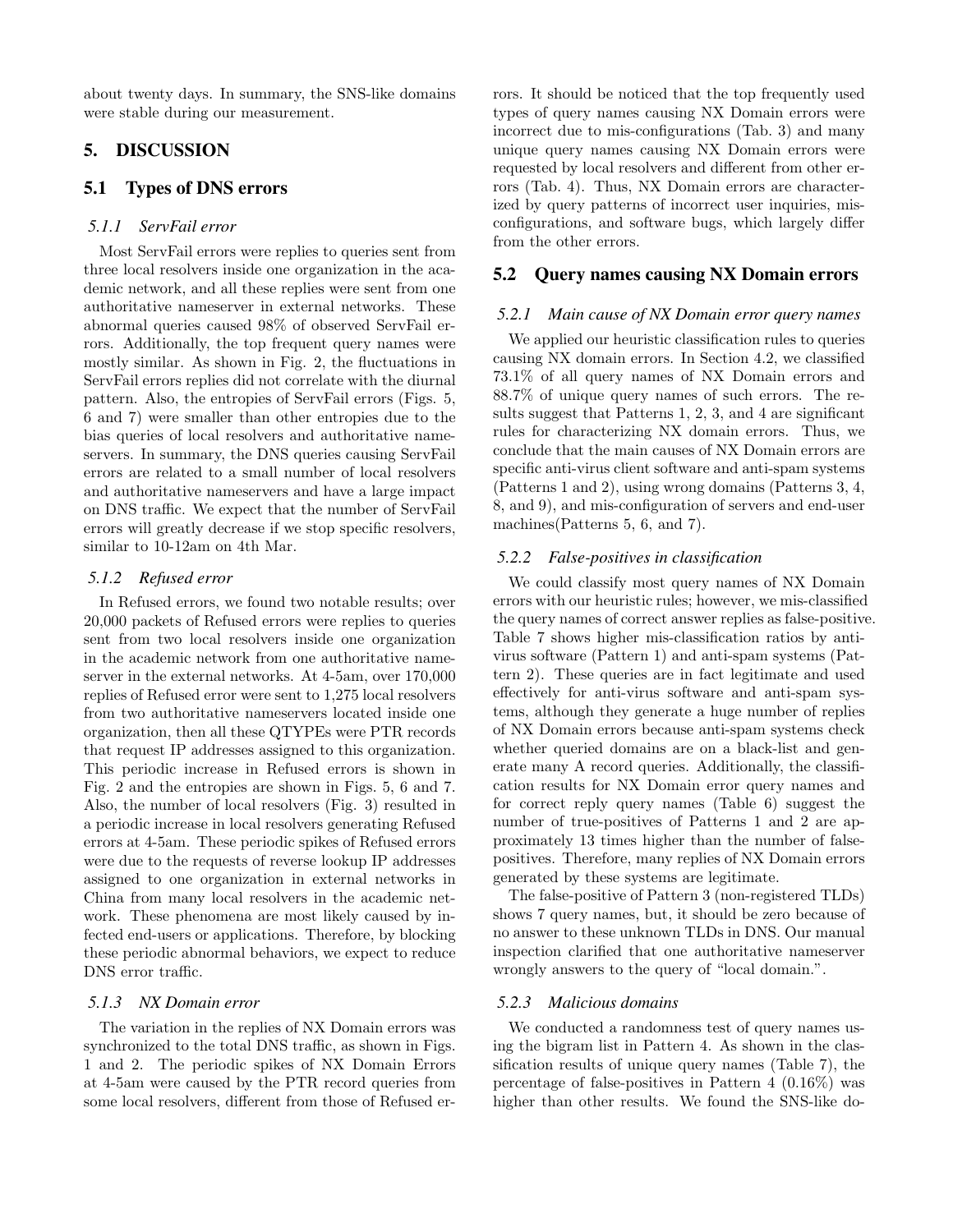about twenty days. In summary, the SNS-like domains were stable during our measurement.

## 5. DISCUSSION

### 5.1 Types of DNS errors

#### 5.1.1 ServFail error

Most ServFail errors were replies to queries sent from three local resolvers inside one organization in the academic network, and all these replies were sent from one authoritative nameserver in external networks. These abnormal queries caused 98% of observed ServFail errors. Additionally, the top frequent query names were mostly similar. As shown in Fig. 2, the fluctuations in ServFail errors replies did not correlate with the diurnal pattern. Also, the entropies of ServFail errors (Figs. 5, 6 and 7) were smaller than other entropies due to the bias queries of local resolvers and authoritative nameservers. In summary, the DNS queries causing ServFail errors are related to a small number of local resolvers and authoritative nameservers and have a large impact on DNS traffic. We expect that the number of ServFail errors will greatly decrease if we stop specific resolvers, similar to 10-12am on 4th Mar.

#### 5.1.2 Refused error

In Refused errors, we found two notable results; over 20,000 packets of Refused errors were replies to queries sent from two local resolvers inside one organization in the academic network from one authoritative nameserver in the external networks. At 4-5am, over 170,000 replies of Refused error were sent to 1,275 local resolvers from two authoritative nameservers located inside one organization, then all these QTYPEs were PTR records that request IP addresses assigned to this organization. This periodic increase in Refused errors is shown in Fig. 2 and the entropies are shown in Figs. 5, 6 and 7. Also, the number of local resolvers (Fig. 3) resulted in a periodic increase in local resolvers generating Refused errors at 4-5am. These periodic spikes of Refused errors were due to the requests of reverse lookup IP addresses assigned to one organization in external networks in China from many local resolvers in the academic network. These phenomena are most likely caused by infected end-users or applications. Therefore, by blocking these periodic abnormal behaviors, we expect to reduce DNS error traffic.

#### 5.1.3 NX Domain error

The variation in the replies of NX Domain errors was synchronized to the total DNS traffic, as shown in Figs. 1 and 2. The periodic spikes of NX Domain Errors at 4-5am were caused by the PTR record queries from some local resolvers, different from those of Refused errors. It should be noticed that the top frequently used types of query names causing NX Domain errors were incorrect due to mis-configurations (Tab. 3) and many unique query names causing NX Domain errors were requested by local resolvers and different from other errors (Tab. 4). Thus, NX Domain errors are characterized by query patterns of incorrect user inquiries, mis-configurations, and software bugs, which largely differ from the other errors.

### 5.2 Query names causing NX Domain errors

#### 5.2.1 Main cause of NX Domain error query names

We applied our heuristic classification rules to queries causing NX domain errors. In Section 4.2, we classified 73.1% of all query names of NX Domain errors and 88.7% of unique query names of such errors. The results suggest that Patterns 1, 2, 3, and 4 are significant rules for characterizing NX domain errors. Thus, we conclude that the main causes of NX Domain errors are specific anti-virus client software and anti-spam systems (Patterns 1 and 2), using wrong domains (Patterns 3, 4, 8, and 9), and mis-configuration of servers and end-user machines(Patterns 5, 6, and 7).

#### 5.2.2 False-positives in classification

We could classify most query names of NX Domain errors with our heuristic rules; however, we mis-classified the query names of correct answer replies as false-positive. Table 7 shows higher mis-classification ratios by anti-virus software (Pattern 1) and anti-spam systems (Pattern 2). These queries are in fact legitimate and used effectively for anti-virus software and anti-spam systems, although they generate a huge number of replies of NX Domain errors because anti-spam systems check whether queried domains are on a black-list and generate many A record queries. Additionally, the classification results for NX Domain error query names and for correct reply query names (Table 6) suggest the number of true-positives of Patterns 1 and 2 are approximately 13 times higher than the number of false-positives. Therefore, many replies of NX Domain errors generated by these systems are legitimate.

The false-positive of Pattern 3 (non-registered TLDs) shows 7 query names, but, it should be zero because of no answer to these unknown TLDs in DNS. Our manual inspection clarified that one authoritative nameserver wrongly answers to the query of "local domain.".

#### 5.2.3 Malicious domains

We conducted a randomness test of query names using the bigram list in Pattern 4. As shown in the classification results of unique query names (Table 7), the percentage of false-positives in Pattern 4 (0.16%) was higher than other results. We found the SNS-like do-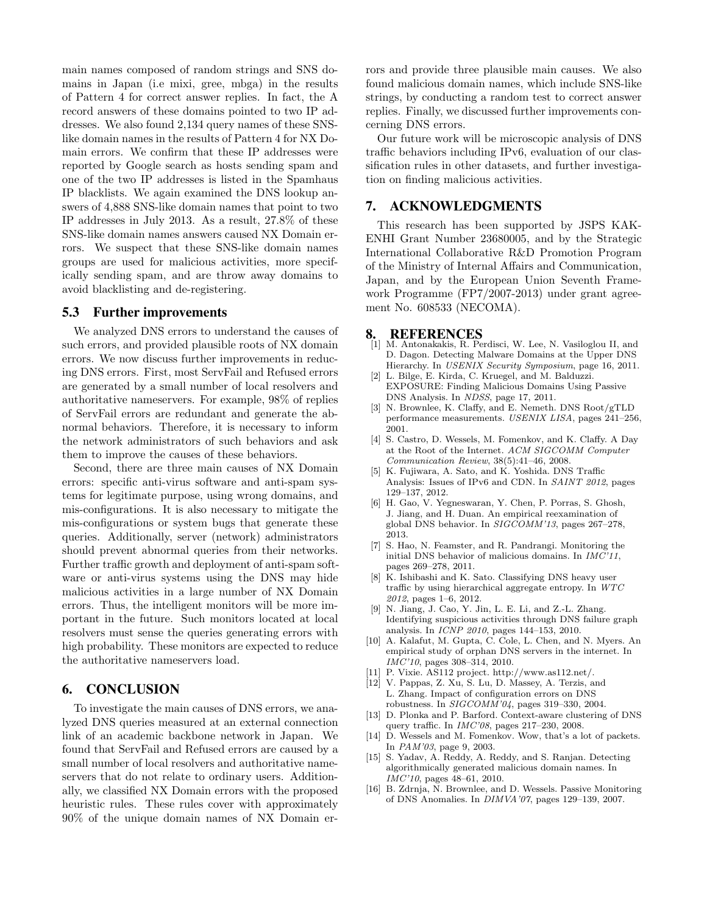main names composed of random strings and SNS domains in Japan (i.e mixi, gree, mbga) in the results of Pattern 4 for correct answer replies. In fact, the A record answers of these domains pointed to two IP addresses. We also found 2,134 query names of these SNS-like domain names in the results of Pattern 4 for NX Domain errors. We confirm that these IP addresses were reported by Google search as hosts sending spam and one of the two IP addresses is listed in the Spamhaus IP blacklists. We again examined the DNS lookup answers of 4,888 SNS-like domain names that point to two IP addresses in July 2013. As a result, 27.8% of these SNS-like domain names answers caused NX Domain errors. We suspect that these SNS-like domain names groups are used for malicious activities, more specifically sending spam, and are throw away domains to avoid blacklisting and de-registering.

### 5.3 Further improvements

We analyzed DNS errors to understand the causes of such errors, and provided plausible roots of NX domain errors. We now discuss further improvements in reducing DNS errors. First, most ServFail and Refused errors are generated by a small number of local resolvers and authoritative nameservers. For example, 98% of replies of ServFail errors are redundant and generate the abnormal behaviors. Therefore, it is necessary to inform the network administrators of such behaviors and ask them to improve the causes of these behaviors.

Second, there are three main causes of NX Domain errors: specific anti-virus software and anti-spam systems for legitimate purpose, using wrong domains, and mis-configurations. It is also necessary to mitigate the mis-configurations or system bugs that generate these queries. Additionally, server (network) administrators should prevent abnormal queries from their networks. Further traffic growth and deployment of anti-spam software or anti-virus systems using the DNS may hide malicious activities in a large number of NX Domain errors. Thus, the intelligent monitors will be more important in the future. Such monitors located at local resolvers must sense the queries generating errors with high probability. These monitors are expected to reduce the authoritative nameservers load.

## 6. CONCLUSION

To investigate the main causes of DNS errors, we analyzed DNS queries measured at an external connection link of an academic backbone network in Japan. We found that ServFail and Refused errors are caused by a small number of local resolvers and authoritative nameservers that do not relate to ordinary users. Additionally, we classified NX Domain errors with the proposed heuristic rules. These rules cover with approximately 90% of the unique domain names of NX Domain errors and provide three plausible main causes. We also found malicious domain names, which include SNS-like strings, by conducting a random test to correct answer replies. Finally, we discussed further improvements concerning DNS errors.

Our future work will be microscopic analysis of DNS traffic behaviors including IPv6, evaluation of our classification rules in other datasets, and further investigation on finding malicious activities.

## 7. ACKNOWLEDGMENTS

This research has been supported by JSPS KAKENHI Grant Number 23680005, and by the Strategic International Collaborative R&D Promotion Program of the Ministry of Internal Affairs and Communication, Japan, and by the European Union Seventh Framework Programme (FP7/2007-2013) under grant agreement No. 608533 (NECOMA).

## 8. REFERENCES

[1] M. Antonakakis, R. Perdisci, W. Lee, N. Vasiloglou II, and D. Dagon. Detecting Malware Domains at the Upper DNS Hierarchy. In *USENIX Security Symposium*, page 16, 2011.

[2] L. Bilge, E. Kirda, C. Kruegel, and M. Balduzzi. EXPOSURE: Finding Malicious Domains Using Passive DNS Analysis. In *NDSS*, page 17, 2011.

[3] N. Brownlee, K. Claffy, and E. Nemeth. DNS Root/gTLD performance measurements. *USENIX LISA*, pages 241–256, 2001.

[4] S. Castro, D. Wessels, M. Fomenkov, and K. Claffy. A Day at the Root of the Internet. *ACM SIGCOMM Computer Communication Review*, 38(5):41–46, 2008.

[5] K. Fujiwara, A. Sato, and K. Yoshida. DNS Traffic Analysis: Issues of IPv6 and CDN. In *SAINT 2012*, pages 129–137, 2012.

[6] H. Gao, V. Yegneswaran, Y. Chen, P. Porras, S. Ghosh, J. Jiang, and H. Duan. An empirical reexamination of global DNS behavior. In *SIGCOMM'13*, pages 267–278, 2013.

[7] S. Hao, N. Feamster, and R. Pandrangi. Monitoring the initial DNS behavior of malicious domains. In *IMC'11*, pages 269–278, 2011.

[8] K. Ishibashi and K. Sato. Classifying DNS heavy user traffic by using hierarchical aggregate entropy. In *WTC 2012*, pages 1–6, 2012.

[9] N. Jiang, J. Cao, Y. Jin, L. E. Li, and Z.-L. Zhang. Identifying suspicious activities through DNS failure graph analysis. In *ICNP 2010*, pages 144–153, 2010.

[10] A. Kalafut, M. Gupta, C. Cole, L. Chen, and N. Myers. An empirical study of orphan DNS servers in the internet. In *IMC'10*, pages 308–314, 2010.

[11] P. Vixie. AS112 project. http://www.as112.net/.

[12] V. Pappas, Z. Xu, S. Lu, D. Massey, A. Terzis, and L. Zhang. Impact of configuration errors on DNS robustness. In *SIGCOMM'04*, pages 319–330, 2004.

[13] D. Plonka and P. Barford. Context-aware clustering of DNS query traffic. In *IMC'08*, pages 217–230, 2008.

[14] D. Wessels and M. Fomenkov. Wow, that's a lot of packets. In *PAM'03*, page 9, 2003.

[15] S. Yadav, A. Reddy, A. Reddy, and S. Ranjan. Detecting algorithmically generated malicious domain names. In *IMC'10*, pages 48–61, 2010.

[16] B. Zdrnja, N. Brownlee, and D. Wessels. Passive Monitoring of DNS Anomalies. In *DIMVA'07*, pages 129–139, 2007.